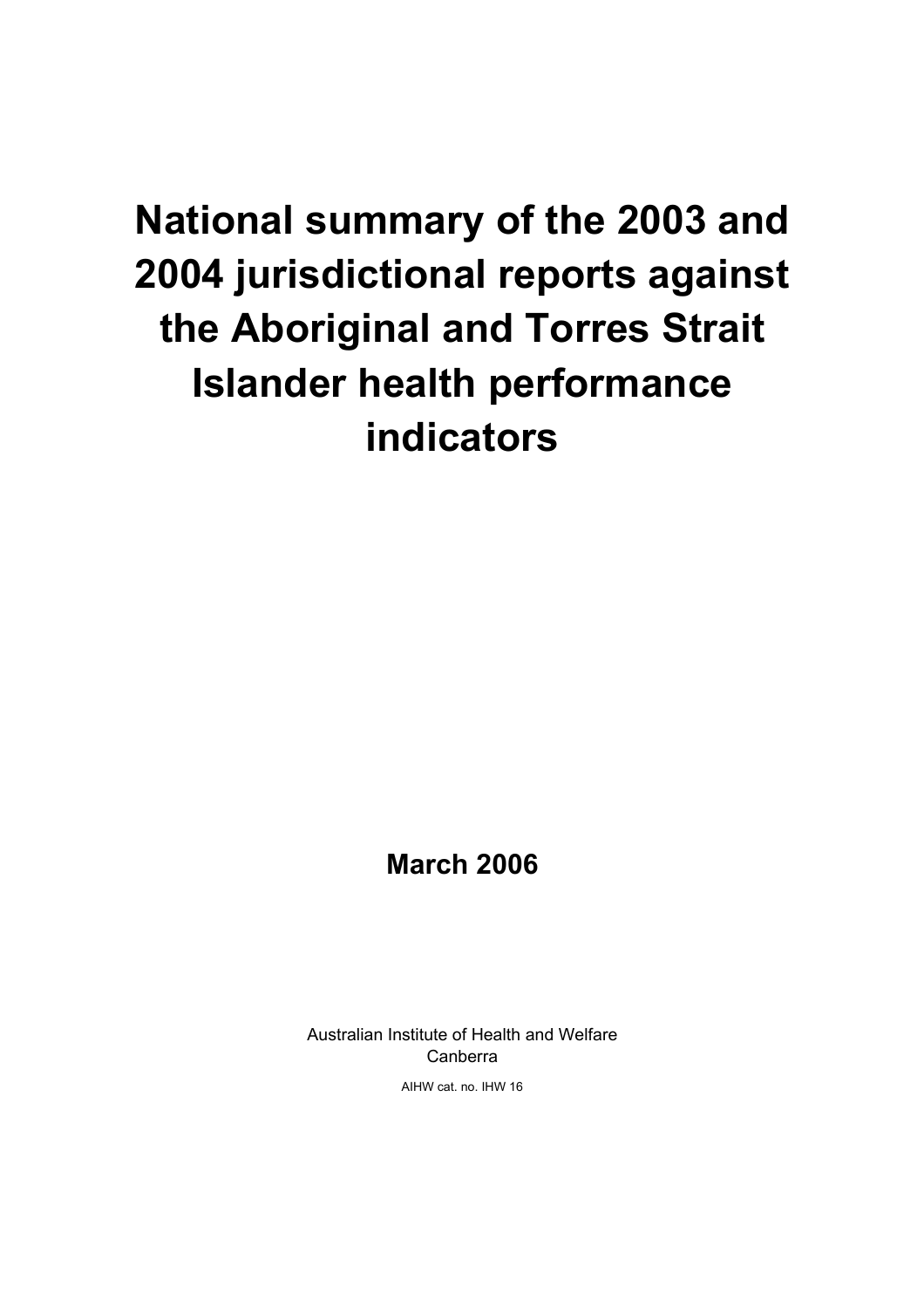# National summary of the 2003 and 2004 jurisdictional reports against the Aboriginal and Torres Strait Islander health performance indicators

**March 2006**

Australian Institute of Health and Welfare
Canberra

AIHW cat. no. IHW 16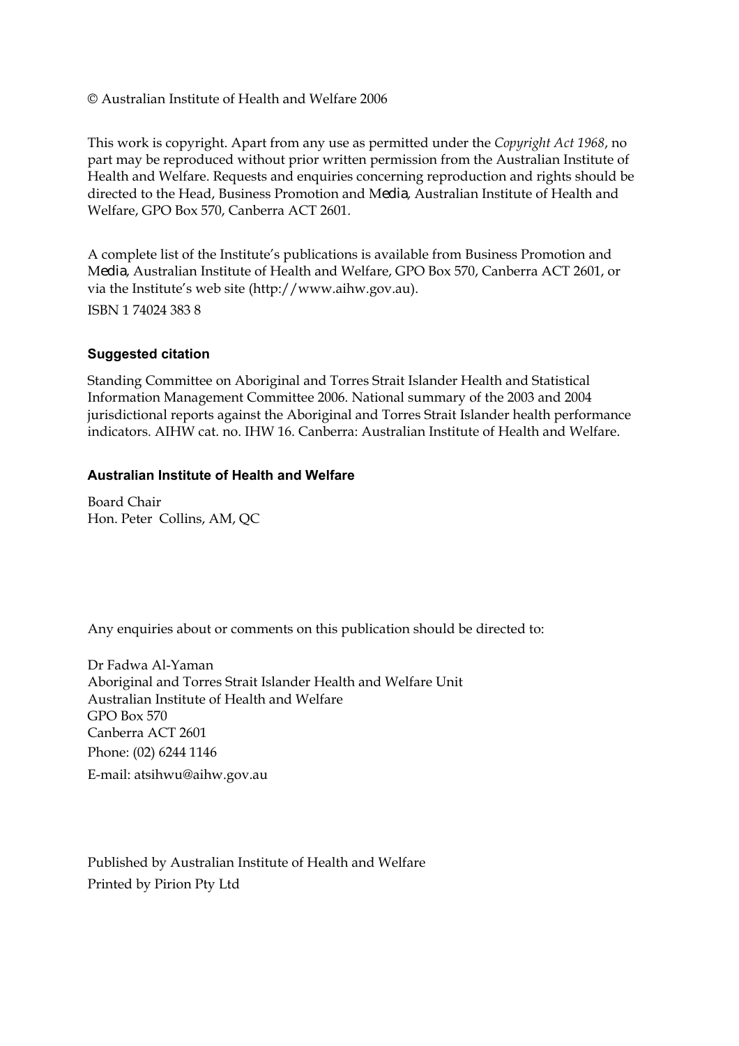© Australian Institute of Health and Welfare 2006

This work is copyright. Apart from any use as permitted under the *Copyright Act 1968*, no part may be reproduced without prior written permission from the Australian Institute of Health and Welfare. Requests and enquiries concerning reproduction and rights should be directed to the Head, Business Promotion and Media, Australian Institute of Health and Welfare, GPO Box 570, Canberra ACT 2601.

A complete list of the Institute's publications is available from Business Promotion and Media, Australian Institute of Health and Welfare, GPO Box 570, Canberra ACT 2601, or via the Institute's web site (http://www.aihw.gov.au).

ISBN 1 74024 383 8

**Suggested citation**

Standing Committee on Aboriginal and Torres Strait Islander Health and Statistical Information Management Committee 2006. National summary of the 2003 and 2004 jurisdictional reports against the Aboriginal and Torres Strait Islander health performance indicators. AIHW cat. no. IHW 16. Canberra: Australian Institute of Health and Welfare.

**Australian Institute of Health and Welfare**

Board Chair
Hon. Peter Collins, AM, QC

Any enquiries about or comments on this publication should be directed to:

Dr Fadwa Al-Yaman
Aboriginal and Torres Strait Islander Health and Welfare Unit
Australian Institute of Health and Welfare
GPO Box 570
Canberra ACT 2601
Phone: (02) 6244 1146
E-mail: atsihwu@aihw.gov.au

Published by Australian Institute of Health and Welfare
Printed by Pirion Pty Ltd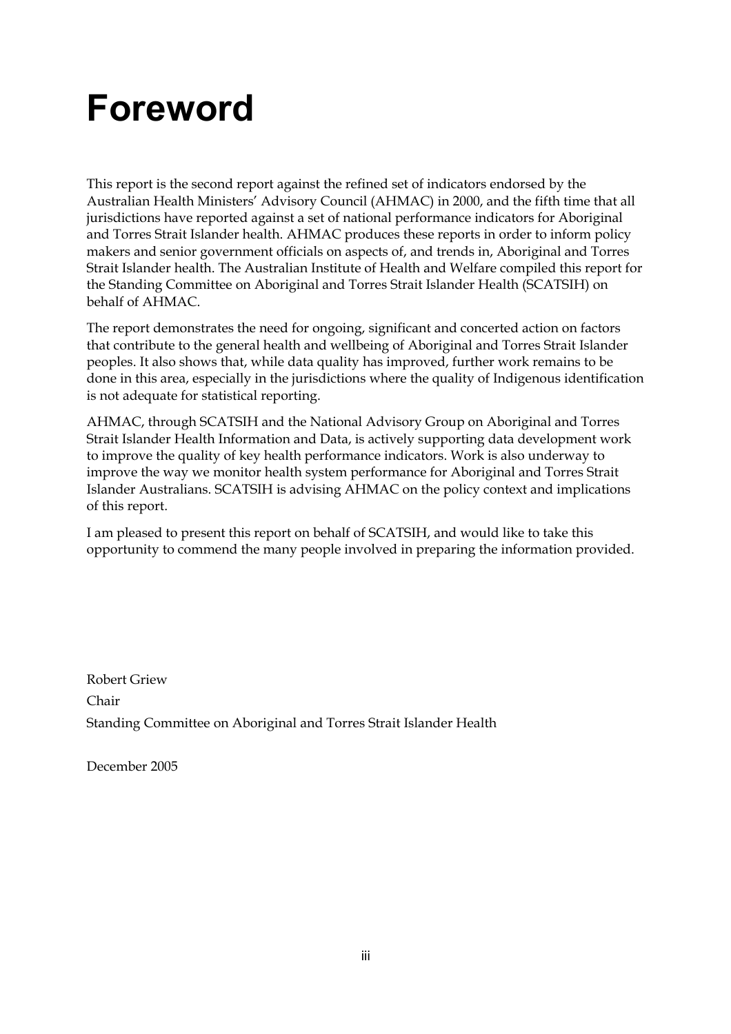# Foreword

This report is the second report against the refined set of indicators endorsed by the Australian Health Ministers' Advisory Council (AHMAC) in 2000, and the fifth time that all jurisdictions have reported against a set of national performance indicators for Aboriginal and Torres Strait Islander health. AHMAC produces these reports in order to inform policy makers and senior government officials on aspects of, and trends in, Aboriginal and Torres Strait Islander health. The Australian Institute of Health and Welfare compiled this report for the Standing Committee on Aboriginal and Torres Strait Islander Health (SCATSIH) on behalf of AHMAC.

The report demonstrates the need for ongoing, significant and concerted action on factors that contribute to the general health and wellbeing of Aboriginal and Torres Strait Islander peoples. It also shows that, while data quality has improved, further work remains to be done in this area, especially in the jurisdictions where the quality of Indigenous identification is not adequate for statistical reporting.

AHMAC, through SCATSIH and the National Advisory Group on Aboriginal and Torres Strait Islander Health Information and Data, is actively supporting data development work to improve the quality of key health performance indicators. Work is also underway to improve the way we monitor health system performance for Aboriginal and Torres Strait Islander Australians. SCATSIH is advising AHMAC on the policy context and implications of this report.

I am pleased to present this report on behalf of SCATSIH, and would like to take this opportunity to commend the many people involved in preparing the information provided.

Robert Griew

Chair

Standing Committee on Aboriginal and Torres Strait Islander Health

December 2005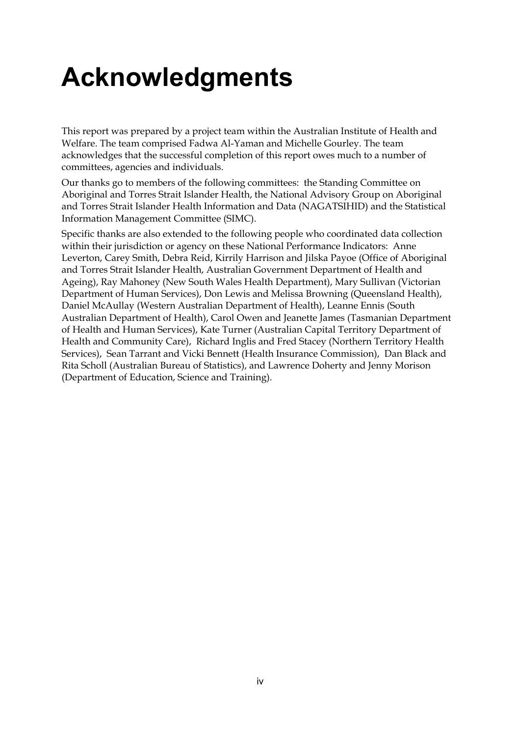# Acknowledgments

This report was prepared by a project team within the Australian Institute of Health and Welfare. The team comprised Fadwa Al-Yaman and Michelle Gourley. The team acknowledges that the successful completion of this report owes much to a number of committees, agencies and individuals.

Our thanks go to members of the following committees: the Standing Committee on Aboriginal and Torres Strait Islander Health, the National Advisory Group on Aboriginal and Torres Strait Islander Health Information and Data (NAGATSIHID) and the Statistical Information Management Committee (SIMC).

Specific thanks are also extended to the following people who coordinated data collection within their jurisdiction or agency on these National Performance Indicators: Anne Leverton, Carey Smith, Debra Reid, Kirrily Harrison and Jilska Payoe (Office of Aboriginal and Torres Strait Islander Health, Australian Government Department of Health and Ageing), Ray Mahoney (New South Wales Health Department), Mary Sullivan (Victorian Department of Human Services), Don Lewis and Melissa Browning (Queensland Health), Daniel McAullay (Western Australian Department of Health), Leanne Ennis (South Australian Department of Health), Carol Owen and Jeanette James (Tasmanian Department of Health and Human Services), Kate Turner (Australian Capital Territory Department of Health and Community Care), Richard Inglis and Fred Stacey (Northern Territory Health Services), Sean Tarrant and Vicki Bennett (Health Insurance Commission), Dan Black and Rita Scholl (Australian Bureau of Statistics), and Lawrence Doherty and Jenny Morison (Department of Education, Science and Training).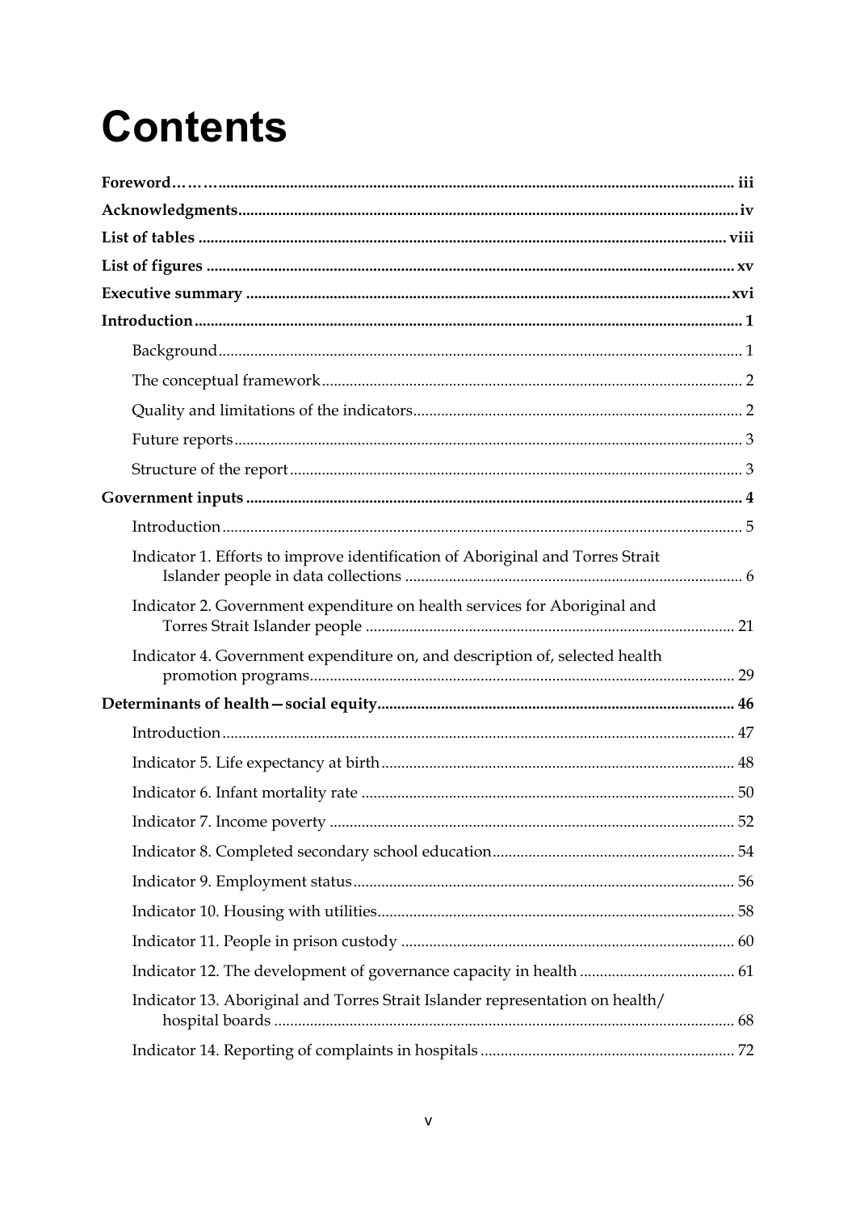# Contents

**Foreword……..** iii

**Acknowledgments** iv

**List of tables** viii

**List of figures** xv

**Executive summary** xvi

**Introduction** 1

- Background 1
- The conceptual framework 2
- Quality and limitations of the indicators 2
- Future reports 3
- Structure of the report 3

**Government inputs** 4

- Introduction 5
- Indicator 1. Efforts to improve identification of Aboriginal and Torres Strait Islander people in data collections 6
- Indicator 2. Government expenditure on health services for Aboriginal and Torres Strait Islander people 21
- Indicator 4. Government expenditure on, and description of, selected health promotion programs 29

**Determinants of health—social equity** 46

- Introduction 47
- Indicator 5. Life expectancy at birth 48
- Indicator 6. Infant mortality rate 50
- Indicator 7. Income poverty 52
- Indicator 8. Completed secondary school education 54
- Indicator 9. Employment status 56
- Indicator 10. Housing with utilities 58
- Indicator 11. People in prison custody 60
- Indicator 12. The development of governance capacity in health 61
- Indicator 13. Aboriginal and Torres Strait Islander representation on health/hospital boards 68
- Indicator 14. Reporting of complaints in hospitals 72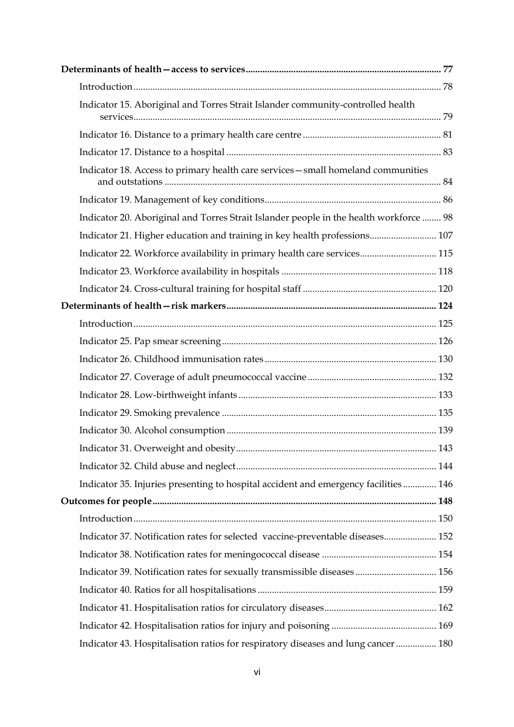**Determinants of health—access to services** 77

- Introduction 78
- Indicator 15. Aboriginal and Torres Strait Islander community-controlled health services 79
- Indicator 16. Distance to a primary health care centre 81
- Indicator 17. Distance to a hospital 83
- Indicator 18. Access to primary health care services—small homeland communities and outstations 84
- Indicator 19. Management of key conditions 86
- Indicator 20. Aboriginal and Torres Strait Islander people in the health workforce 98
- Indicator 21. Higher education and training in key health professions 107
- Indicator 22. Workforce availability in primary health care services 115
- Indicator 23. Workforce availability in hospitals 118
- Indicator 24. Cross-cultural training for hospital staff 120

**Determinants of health—risk markers** 124

- Introduction 125
- Indicator 25. Pap smear screening 126
- Indicator 26. Childhood immunisation rates 130
- Indicator 27. Coverage of adult pneumococcal vaccine 132
- Indicator 28. Low-birthweight infants 133
- Indicator 29. Smoking prevalence 135
- Indicator 30. Alcohol consumption 139
- Indicator 31. Overweight and obesity 143
- Indicator 32. Child abuse and neglect 144
- Indicator 35. Injuries presenting to hospital accident and emergency facilities 146

**Outcomes for people** 148

- Introduction 150
- Indicator 37. Notification rates for selected vaccine-preventable diseases 152
- Indicator 38. Notification rates for meningococcal disease 154
- Indicator 39. Notification rates for sexually transmissible diseases 156
- Indicator 40. Ratios for all hospitalisations 159
- Indicator 41. Hospitalisation ratios for circulatory diseases 162
- Indicator 42. Hospitalisation ratios for injury and poisoning 169
- Indicator 43. Hospitalisation ratios for respiratory diseases and lung cancer 180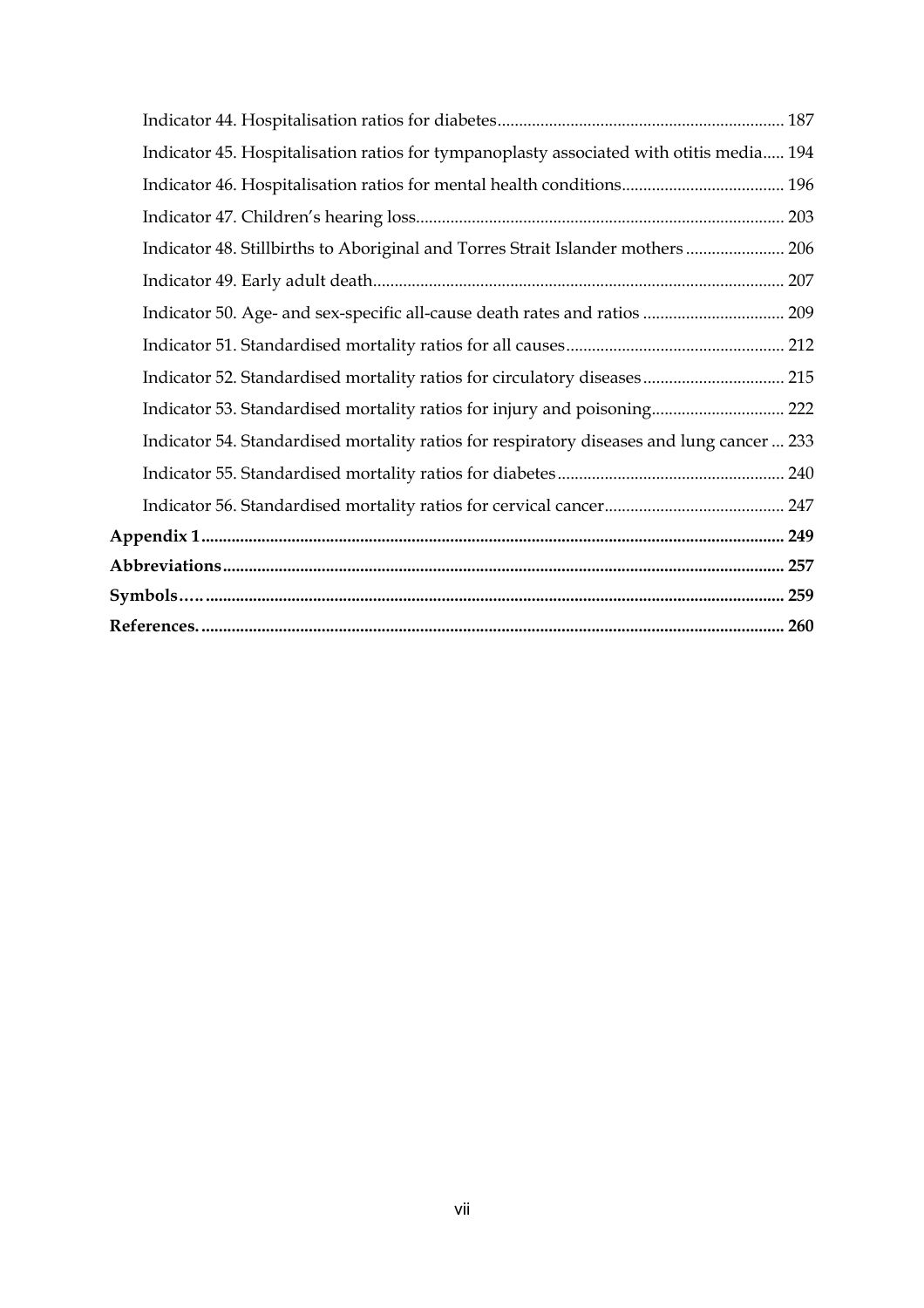Indicator 44. Hospitalisation ratios for diabetes .................................................................. 187

Indicator 45. Hospitalisation ratios for tympanoplasty associated with otitis media..... 194

Indicator 46. Hospitalisation ratios for mental health conditions...................................... 196

Indicator 47. Children's hearing loss..................................................................................... 203

Indicator 48. Stillbirths to Aboriginal and Torres Strait Islander mothers ....................... 206

Indicator 49. Early adult death............................................................................................... 207

Indicator 50. Age- and sex-specific all-cause death rates and ratios ................................. 209

Indicator 51. Standardised mortality ratios for all causes ................................................... 212

Indicator 52. Standardised mortality ratios for circulatory diseases ................................. 215

Indicator 53. Standardised mortality ratios for injury and poisoning............................... 222

Indicator 54. Standardised mortality ratios for respiratory diseases and lung cancer ... 233

Indicator 55. Standardised mortality ratios for diabetes .................................................... 240

Indicator 56. Standardised mortality ratios for cervical cancer.......................................... 247

**Appendix 1 ....................................................................................................................... 249**

**Abbreviations ................................................................................................................... 257**

**Symbols….. ....................................................................................................................... 259**

**References. ....................................................................................................................... 260**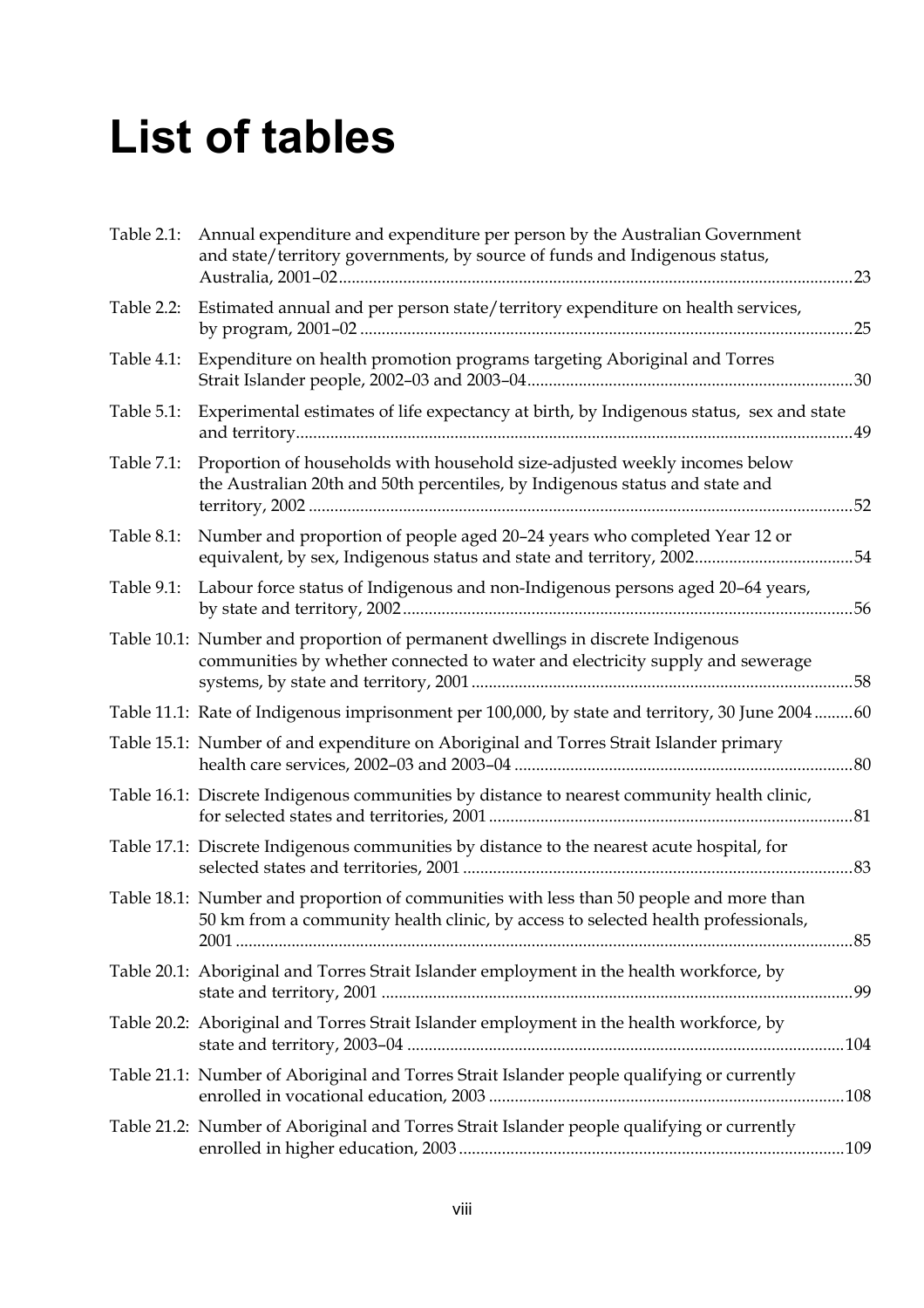# List of tables

Table 2.1: Annual expenditure and expenditure per person by the Australian Government and state/territory governments, by source of funds and Indigenous status, Australia, 2001–02 ....... 23

Table 2.2: Estimated annual and per person state/territory expenditure on health services, by program, 2001–02 ....... 25

Table 4.1: Expenditure on health promotion programs targeting Aboriginal and Torres Strait Islander people, 2002–03 and 2003–04 ....... 30

Table 5.1: Experimental estimates of life expectancy at birth, by Indigenous status, sex and state and territory ....... 49

Table 7.1: Proportion of households with household size-adjusted weekly incomes below the Australian 20th and 50th percentiles, by Indigenous status and state and territory, 2002 ....... 52

Table 8.1: Number and proportion of people aged 20–24 years who completed Year 12 or equivalent, by sex, Indigenous status and state and territory, 2002 ....... 54

Table 9.1: Labour force status of Indigenous and non-Indigenous persons aged 20–64 years, by state and territory, 2002 ....... 56

Table 10.1: Number and proportion of permanent dwellings in discrete Indigenous communities by whether connected to water and electricity supply and sewerage systems, by state and territory, 2001 ....... 58

Table 11.1: Rate of Indigenous imprisonment per 100,000, by state and territory, 30 June 2004 ....... 60

Table 15.1: Number of and expenditure on Aboriginal and Torres Strait Islander primary health care services, 2002–03 and 2003–04 ....... 80

Table 16.1: Discrete Indigenous communities by distance to nearest community health clinic, for selected states and territories, 2001 ....... 81

Table 17.1: Discrete Indigenous communities by distance to the nearest acute hospital, for selected states and territories, 2001 ....... 83

Table 18.1: Number and proportion of communities with less than 50 people and more than 50 km from a community health clinic, by access to selected health professionals, 2001 ....... 85

Table 20.1: Aboriginal and Torres Strait Islander employment in the health workforce, by state and territory, 2001 ....... 99

Table 20.2: Aboriginal and Torres Strait Islander employment in the health workforce, by state and territory, 2003–04 ....... 104

Table 21.1: Number of Aboriginal and Torres Strait Islander people qualifying or currently enrolled in vocational education, 2003 ....... 108

Table 21.2: Number of Aboriginal and Torres Strait Islander people qualifying or currently enrolled in higher education, 2003 ....... 109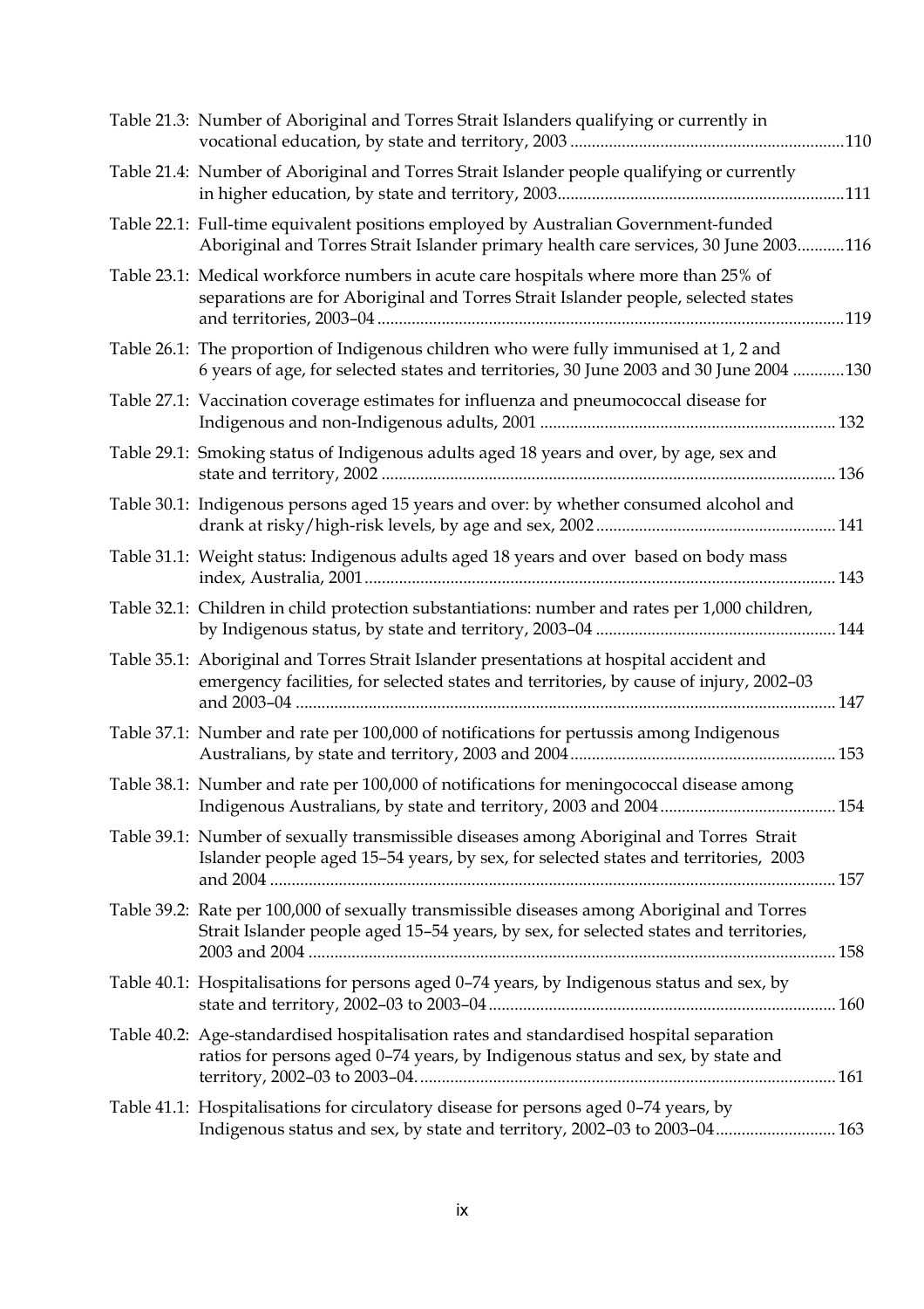Table 21.3: Number of Aboriginal and Torres Strait Islanders qualifying or currently in vocational education, by state and territory, 2003 ....................................................................110

Table 21.4: Number of Aboriginal and Torres Strait Islander people qualifying or currently in higher education, by state and territory, 2003.......................................................................111

Table 22.1: Full-time equivalent positions employed by Australian Government-funded Aboriginal and Torres Strait Islander primary health care services, 30 June 2003...........116

Table 23.1: Medical workforce numbers in acute care hospitals where more than 25% of separations are for Aboriginal and Torres Strait Islander people, selected states and territories, 2003–04 .................................................................................................................119

Table 26.1: The proportion of Indigenous children who were fully immunised at 1, 2 and 6 years of age, for selected states and territories, 30 June 2003 and 30 June 2004 ............130

Table 27.1: Vaccination coverage estimates for influenza and pneumococcal disease for Indigenous and non-Indigenous adults, 2001 .................................................................... 132

Table 29.1: Smoking status of Indigenous adults aged 18 years and over, by age, sex and state and territory, 2002 ......................................................................................................... 136

Table 30.1: Indigenous persons aged 15 years and over: by whether consumed alcohol and drank at risky/high-risk levels, by age and sex, 2002........................................................ 141

Table 31.1: Weight status: Indigenous adults aged 18 years and over based on body mass index, Australia, 2001............................................................................................................. 143

Table 32.1: Children in child protection substantiations: number and rates per 1,000 children, by Indigenous status, by state and territory, 2003–04 ........................................................ 144

Table 35.1: Aboriginal and Torres Strait Islander presentations at hospital accident and emergency facilities, for selected states and territories, by cause of injury, 2002–03 and 2003–04 ............................................................................................................................. 147

Table 37.1: Number and rate per 100,000 of notifications for pertussis among Indigenous Australians, by state and territory, 2003 and 2004............................................................. 153

Table 38.1: Number and rate per 100,000 of notifications for meningococcal disease among Indigenous Australians, by state and territory, 2003 and 2004......................................... 154

Table 39.1: Number of sexually transmissible diseases among Aboriginal and Torres Strait Islander people aged 15–54 years, by sex, for selected states and territories, 2003 and 2004 ................................................................................................................................... 157

Table 39.2: Rate per 100,000 of sexually transmissible diseases among Aboriginal and Torres Strait Islander people aged 15–54 years, by sex, for selected states and territories, 2003 and 2004 ......................................................................................................................... 158

Table 40.1: Hospitalisations for persons aged 0–74 years, by Indigenous status and sex, by state and territory, 2002–03 to 2003–04................................................................................ 160

Table 40.2: Age-standardised hospitalisation rates and standardised hospital separation ratios for persons aged 0–74 years, by Indigenous status and sex, by state and territory, 2002–03 to 2003–04. ............................................................................................... 161

Table 41.1: Hospitalisations for circulatory disease for persons aged 0–74 years, by Indigenous status and sex, by state and territory, 2002–03 to 2003–04............................ 163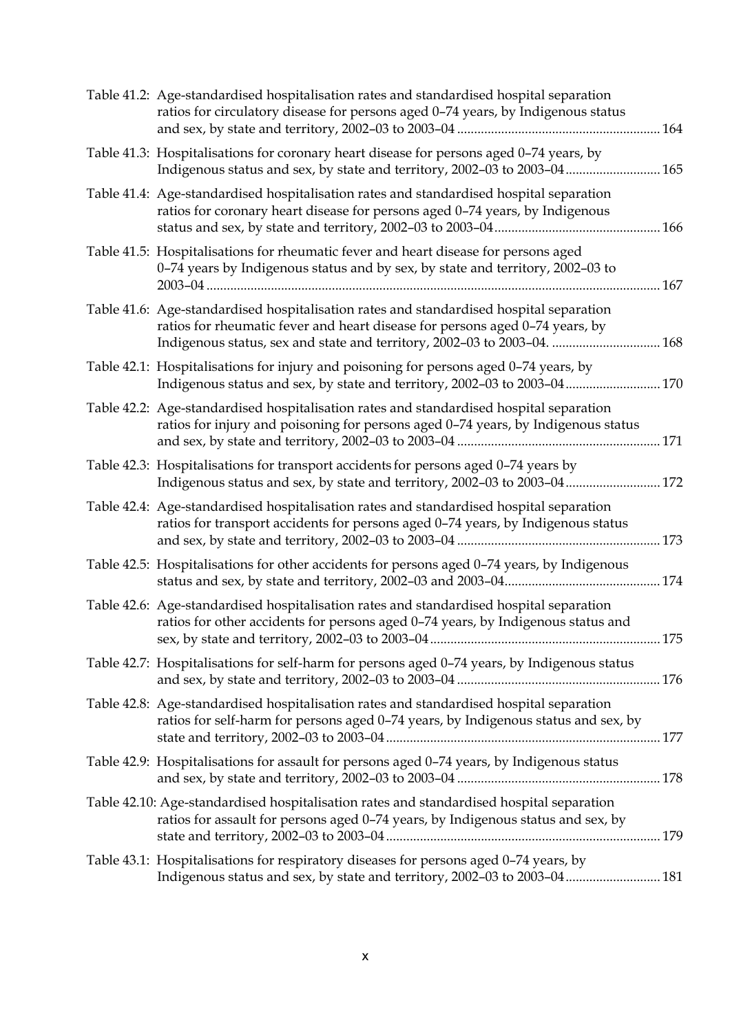Table 41.2: Age-standardised hospitalisation rates and standardised hospital separation ratios for circulatory disease for persons aged 0–74 years, by Indigenous status and sex, by state and territory, 2002–03 to 2003–04 ........................................................... 164

Table 41.3: Hospitalisations for coronary heart disease for persons aged 0–74 years, by Indigenous status and sex, by state and territory, 2002–03 to 2003–04 ........................... 165

Table 41.4: Age-standardised hospitalisation rates and standardised hospital separation ratios for coronary heart disease for persons aged 0–74 years, by Indigenous status and sex, by state and territory, 2002–03 to 2003–04 ................................................ 166

Table 41.5: Hospitalisations for rheumatic fever and heart disease for persons aged 0–74 years by Indigenous status and by sex, by state and territory, 2002–03 to 2003–04 .................................................................................................................................... 167

Table 41.6: Age-standardised hospitalisation rates and standardised hospital separation ratios for rheumatic fever and heart disease for persons aged 0–74 years, by Indigenous status, sex and state and territory, 2002–03 to 2003–04. ................................ 168

Table 42.1: Hospitalisations for injury and poisoning for persons aged 0–74 years, by Indigenous status and sex, by state and territory, 2002–03 to 2003–04 ........................... 170

Table 42.2: Age-standardised hospitalisation rates and standardised hospital separation ratios for injury and poisoning for persons aged 0–74 years, by Indigenous status and sex, by state and territory, 2002–03 to 2003–04 ........................................................... 171

Table 42.3: Hospitalisations for transport accidents for persons aged 0–74 years by Indigenous status and sex, by state and territory, 2002–03 to 2003–04 ........................... 172

Table 42.4: Age-standardised hospitalisation rates and standardised hospital separation ratios for transport accidents for persons aged 0–74 years, by Indigenous status and sex, by state and territory, 2002–03 to 2003–04 ........................................................... 173

Table 42.5: Hospitalisations for other accidents for persons aged 0–74 years, by Indigenous status and sex, by state and territory, 2002–03 and 2003–04............................................. 174

Table 42.6: Age-standardised hospitalisation rates and standardised hospital separation ratios for other accidents for persons aged 0–74 years, by Indigenous status and sex, by state and territory, 2002–03 to 2003–04................................................................... 175

Table 42.7: Hospitalisations for self-harm for persons aged 0–74 years, by Indigenous status and sex, by state and territory, 2002–03 to 2003–04 ........................................................... 176

Table 42.8: Age-standardised hospitalisation rates and standardised hospital separation ratios for self-harm for persons aged 0–74 years, by Indigenous status and sex, by state and territory, 2002–03 to 2003–04................................................................................ 177

Table 42.9: Hospitalisations for assault for persons aged 0–74 years, by Indigenous status and sex, by state and territory, 2002–03 to 2003–04 ........................................................... 178

Table 42.10: Age-standardised hospitalisation rates and standardised hospital separation ratios for assault for persons aged 0–74 years, by Indigenous status and sex, by state and territory, 2002–03 to 2003–04................................................................................ 179

Table 43.1: Hospitalisations for respiratory diseases for persons aged 0–74 years, by Indigenous status and sex, by state and territory, 2002–03 to 2003–04 ........................... 181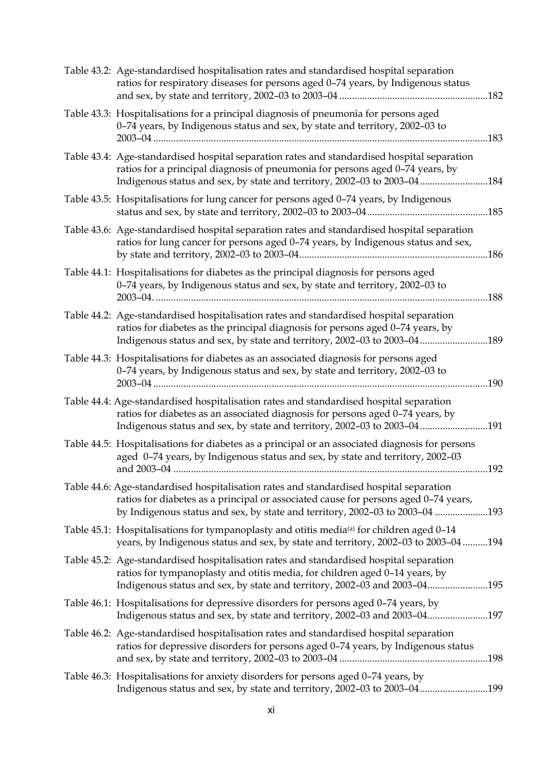Table 43.2: Age-standardised hospitalisation rates and standardised hospital separation ratios for respiratory diseases for persons aged 0–74 years, by Indigenous status and sex, by state and territory, 2002–03 to 2003–04 ..........182

Table 43.3: Hospitalisations for a principal diagnosis of pneumonia for persons aged 0–74 years, by Indigenous status and sex, by state and territory, 2002–03 to 2003–04 ..........183

Table 43.4: Age-standardised hospital separation rates and standardised hospital separation ratios for a principal diagnosis of pneumonia for persons aged 0–74 years, by Indigenous status and sex, by state and territory, 2002–03 to 2003–04 ..........184

Table 43.5: Hospitalisations for lung cancer for persons aged 0–74 years, by Indigenous status and sex, by state and territory, 2002–03 to 2003–04 ..........185

Table 43.6: Age-standardised hospital separation rates and standardised hospital separation ratios for lung cancer for persons aged 0–74 years, by Indigenous status and sex, by state and territory, 2002–03 to 2003–04 ..........186

Table 44.1: Hospitalisations for diabetes as the principal diagnosis for persons aged 0–74 years, by Indigenous status and sex, by state and territory, 2002–03 to 2003–04. ..........188

Table 44.2: Age-standardised hospitalisation rates and standardised hospital separation ratios for diabetes as the principal diagnosis for persons aged 0–74 years, by Indigenous status and sex, by state and territory, 2002–03 to 2003–04 ..........189

Table 44.3: Hospitalisations for diabetes as an associated diagnosis for persons aged 0–74 years, by Indigenous status and sex, by state and territory, 2002–03 to 2003–04 ..........190

Table 44.4: Age-standardised hospitalisation rates and standardised hospital separation ratios for diabetes as an associated diagnosis for persons aged 0–74 years, by Indigenous status and sex, by state and territory, 2002–03 to 2003–04 ..........191

Table 44.5: Hospitalisations for diabetes as a principal or an associated diagnosis for persons aged 0–74 years, by Indigenous status and sex, by state and territory, 2002–03 and 2003–04 ..........192

Table 44.6: Age-standardised hospitalisation rates and standardised hospital separation ratios for diabetes as a principal or associated cause for persons aged 0–74 years, by Indigenous status and sex, by state and territory, 2002–03 to 2003–04 ..........193

Table 45.1: Hospitalisations for tympanoplasty and otitis media[a] for children aged 0–14 years, by Indigenous status and sex, by state and territory, 2002–03 to 2003–04 ..........194

Table 45.2: Age-standardised hospitalisation rates and standardised hospital separation ratios for tympanoplasty and otitis media, for children aged 0–14 years, by Indigenous status and sex, by state and territory, 2002–03 and 2003–04..........195

Table 46.1: Hospitalisations for depressive disorders for persons aged 0–74 years, by Indigenous status and sex, by state and territory, 2002–03 and 2003–04..........197

Table 46.2: Age-standardised hospitalisation rates and standardised hospital separation ratios for depressive disorders for persons aged 0–74 years, by Indigenous status and sex, by state and territory, 2002–03 to 2003–04 ..........198

Table 46.3: Hospitalisations for anxiety disorders for persons aged 0–74 years, by Indigenous status and sex, by state and territory, 2002–03 to 2003–04 ..........199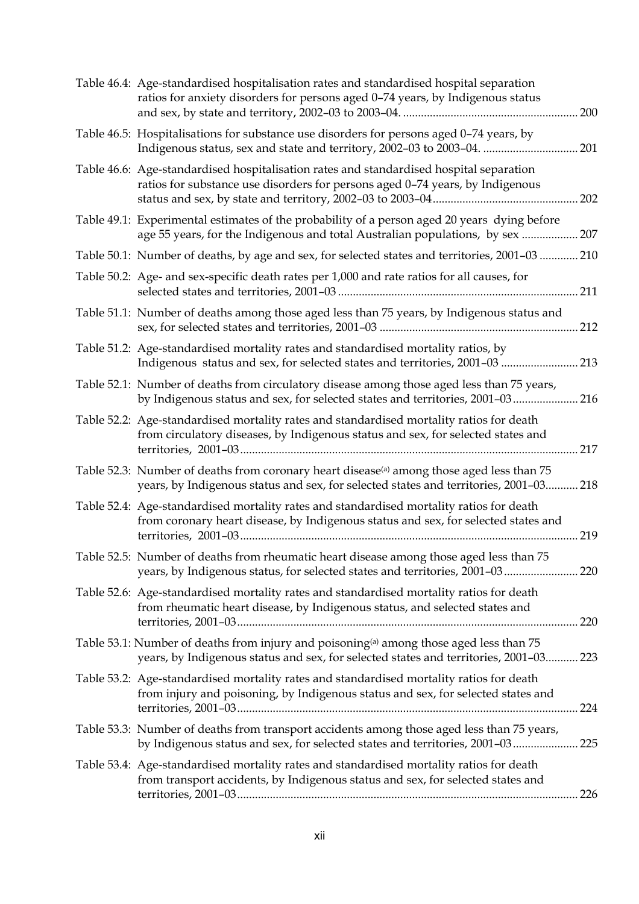Table 46.4: Age-standardised hospitalisation rates and standardised hospital separation ratios for anxiety disorders for persons aged 0–74 years, by Indigenous status and sex, by state and territory, 2002–03 to 2003–04. ........................................................... 200

Table 46.5: Hospitalisations for substance use disorders for persons aged 0–74 years, by Indigenous status, sex and state and territory, 2002–03 to 2003–04. ................................ 201

Table 46.6: Age-standardised hospitalisation rates and standardised hospital separation ratios for substance use disorders for persons aged 0–74 years, by Indigenous status and sex, by state and territory, 2002–03 to 2003–04................................................ 202

Table 49.1: Experimental estimates of the probability of a person aged 20 years dying before age 55 years, for the Indigenous and total Australian populations, by sex ................... 207

Table 50.1: Number of deaths, by age and sex, for selected states and territories, 2001–03 ............. 210

Table 50.2: Age- and sex-specific death rates per 1,000 and rate ratios for all causes, for selected states and territories, 2001–03 ................................................................................ 211

Table 51.1: Number of deaths among those aged less than 75 years, by Indigenous status and sex, for selected states and territories, 2001–03 .................................................................. 212

Table 51.2: Age-standardised mortality rates and standardised mortality ratios, by Indigenous status and sex, for selected states and territories, 2001–03 .......................... 213

Table 52.1: Number of deaths from circulatory disease among those aged less than 75 years, by Indigenous status and sex, for selected states and territories, 2001–03...................... 216

Table 52.2: Age-standardised mortality rates and standardised mortality ratios for death from circulatory diseases, by Indigenous status and sex, for selected states and territories, 2001–03................................................................................................................. 217

Table 52.3: Number of deaths from coronary heart disease[(a)] among those aged less than 75 years, by Indigenous status and sex, for selected states and territories, 2001–03........... 218

Table 52.4: Age-standardised mortality rates and standardised mortality ratios for death from coronary heart disease, by Indigenous status and sex, for selected states and territories, 2001–03................................................................................................................. 219

Table 52.5: Number of deaths from rheumatic heart disease among those aged less than 75 years, by Indigenous status, for selected states and territories, 2001–03......................... 220

Table 52.6: Age-standardised mortality rates and standardised mortality ratios for death from rheumatic heart disease, by Indigenous status, and selected states and territories, 2001–03.................................................................................................................. 220

Table 53.1: Number of deaths from injury and poisoning[(a)] among those aged less than 75 years, by Indigenous status and sex, for selected states and territories, 2001–03........... 223

Table 53.2: Age-standardised mortality rates and standardised mortality ratios for death from injury and poisoning, by Indigenous status and sex, for selected states and territories, 2001–03.................................................................................................................. 224

Table 53.3: Number of deaths from transport accidents among those aged less than 75 years, by Indigenous status and sex, for selected states and territories, 2001–03...................... 225

Table 53.4: Age-standardised mortality rates and standardised mortality ratios for death from transport accidents, by Indigenous status and sex, for selected states and territories, 2001–03.................................................................................................................. 226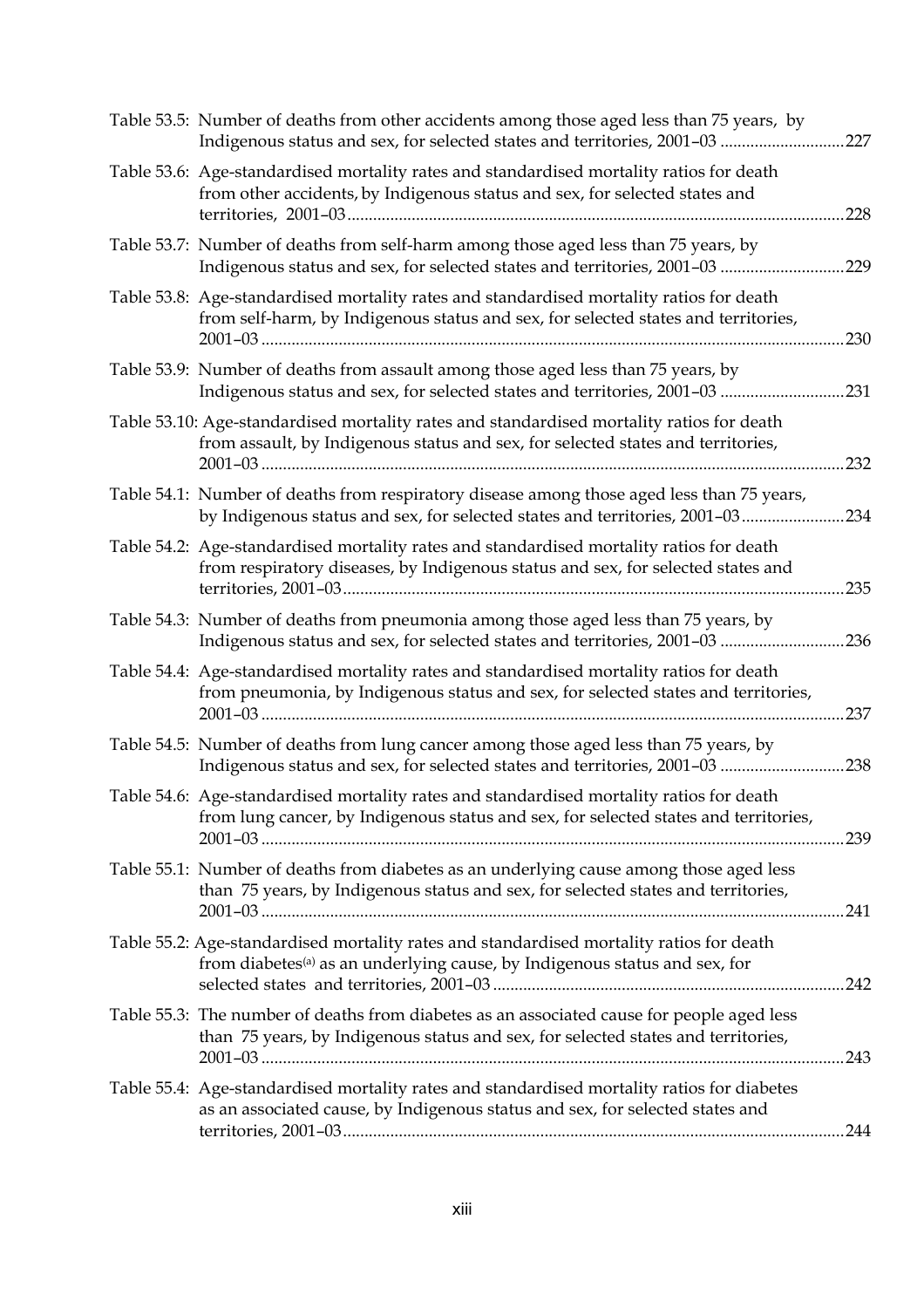Table 53.5: Number of deaths from other accidents among those aged less than 75 years, by Indigenous status and sex, for selected states and territories, 2001–03 ............................227

Table 53.6: Age-standardised mortality rates and standardised mortality ratios for death from other accidents, by Indigenous status and sex, for selected states and territories, 2001–03 ............................228

Table 53.7: Number of deaths from self-harm among those aged less than 75 years, by Indigenous status and sex, for selected states and territories, 2001–03 ............................229

Table 53.8: Age-standardised mortality rates and standardised mortality ratios for death from self-harm, by Indigenous status and sex, for selected states and territories, 2001–03 ............................230

Table 53.9: Number of deaths from assault among those aged less than 75 years, by Indigenous status and sex, for selected states and territories, 2001–03 ............................231

Table 53.10: Age-standardised mortality rates and standardised mortality ratios for death from assault, by Indigenous status and sex, for selected states and territories, 2001–03 ............................232

Table 54.1: Number of deaths from respiratory disease among those aged less than 75 years, by Indigenous status and sex, for selected states and territories, 2001–03 ............................234

Table 54.2: Age-standardised mortality rates and standardised mortality ratios for death from respiratory diseases, by Indigenous status and sex, for selected states and territories, 2001–03 ............................235

Table 54.3: Number of deaths from pneumonia among those aged less than 75 years, by Indigenous status and sex, for selected states and territories, 2001–03 ............................236

Table 54.4: Age-standardised mortality rates and standardised mortality ratios for death from pneumonia, by Indigenous status and sex, for selected states and territories, 2001–03 ............................237

Table 54.5: Number of deaths from lung cancer among those aged less than 75 years, by Indigenous status and sex, for selected states and territories, 2001–03 ............................238

Table 54.6: Age-standardised mortality rates and standardised mortality ratios for death from lung cancer, by Indigenous status and sex, for selected states and territories, 2001–03 ............................239

Table 55.1: Number of deaths from diabetes as an underlying cause among those aged less than 75 years, by Indigenous status and sex, for selected states and territories, 2001–03 ............................241

Table 55.2: Age-standardised mortality rates and standardised mortality ratios for death from diabetes[(a)] as an underlying cause, by Indigenous status and sex, for selected states and territories, 2001–03 ............................242

Table 55.3: The number of deaths from diabetes as an associated cause for people aged less than 75 years, by Indigenous status and sex, for selected states and territories, 2001–03 ............................243

Table 55.4: Age-standardised mortality rates and standardised mortality ratios for diabetes as an associated cause, by Indigenous status and sex, for selected states and territories, 2001–03 ............................244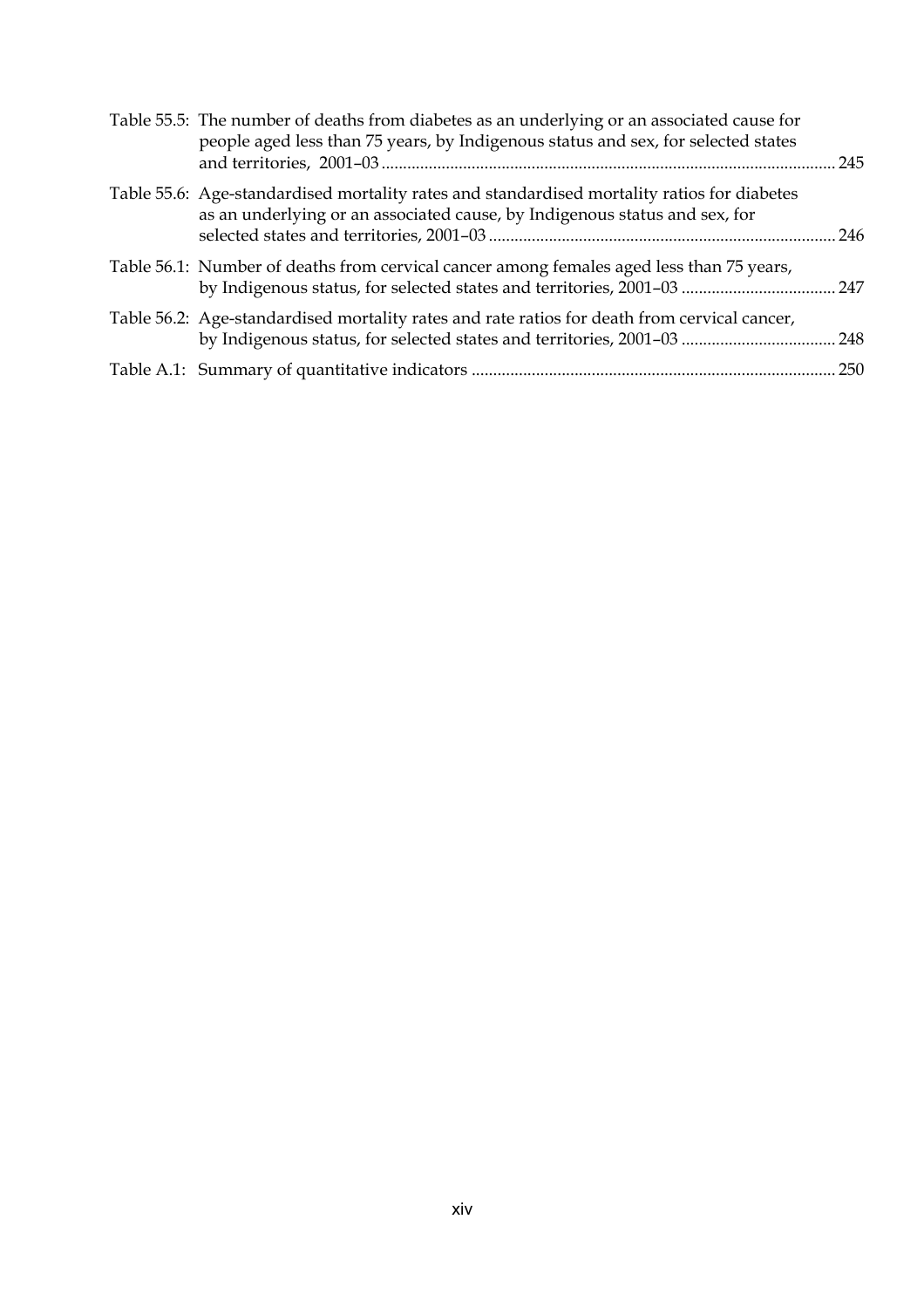Table 55.5: The number of deaths from diabetes as an underlying or an associated cause for people aged less than 75 years, by Indigenous status and sex, for selected states and territories, 2001–03 ........ 245

Table 55.6: Age-standardised mortality rates and standardised mortality ratios for diabetes as an underlying or an associated cause, by Indigenous status and sex, for selected states and territories, 2001–03 ........ 246

Table 56.1: Number of deaths from cervical cancer among females aged less than 75 years, by Indigenous status, for selected states and territories, 2001–03 ........ 247

Table 56.2: Age-standardised mortality rates and rate ratios for death from cervical cancer, by Indigenous status, for selected states and territories, 2001–03 ........ 248

Table A.1: Summary of quantitative indicators ........ 250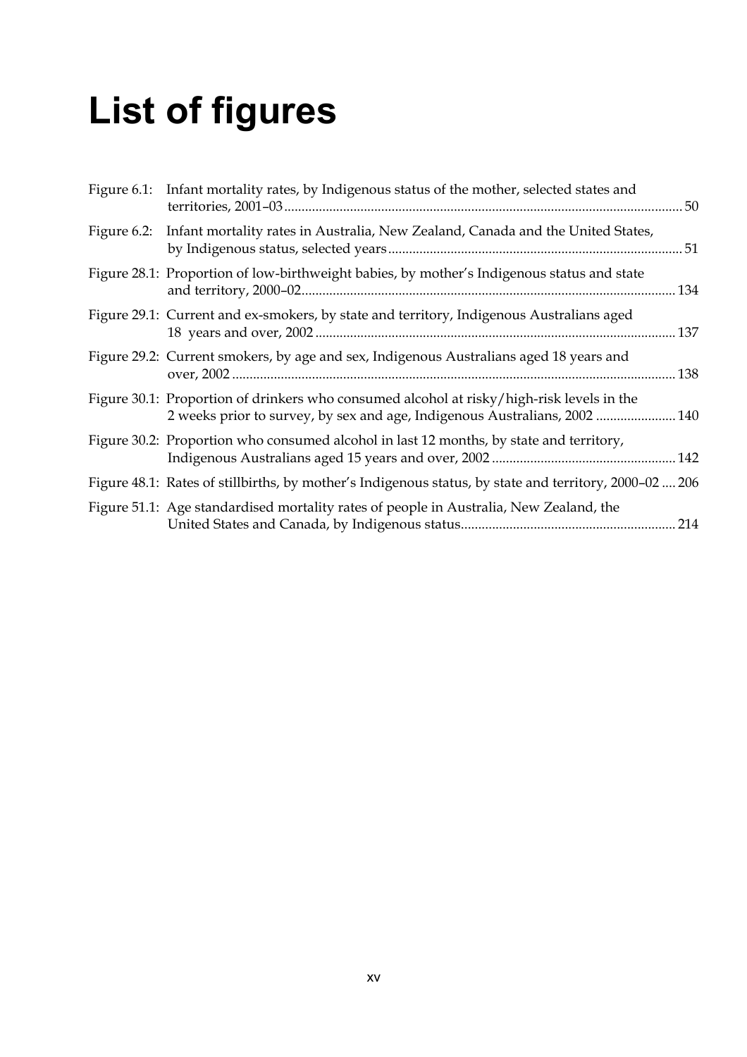# List of figures

Figure 6.1: Infant mortality rates, by Indigenous status of the mother, selected states and territories, 2001–03 ..... 50

Figure 6.2: Infant mortality rates in Australia, New Zealand, Canada and the United States, by Indigenous status, selected years ..... 51

Figure 28.1: Proportion of low-birthweight babies, by mother's Indigenous status and state and territory, 2000–02 ..... 134

Figure 29.1: Current and ex-smokers, by state and territory, Indigenous Australians aged 18 years and over, 2002 ..... 137

Figure 29.2: Current smokers, by age and sex, Indigenous Australians aged 18 years and over, 2002 ..... 138

Figure 30.1: Proportion of drinkers who consumed alcohol at risky/high-risk levels in the 2 weeks prior to survey, by sex and age, Indigenous Australians, 2002 ..... 140

Figure 30.2: Proportion who consumed alcohol in last 12 months, by state and territory, Indigenous Australians aged 15 years and over, 2002 ..... 142

Figure 48.1: Rates of stillbirths, by mother's Indigenous status, by state and territory, 2000–02 ..... 206

Figure 51.1: Age standardised mortality rates of people in Australia, New Zealand, the United States and Canada, by Indigenous status ..... 214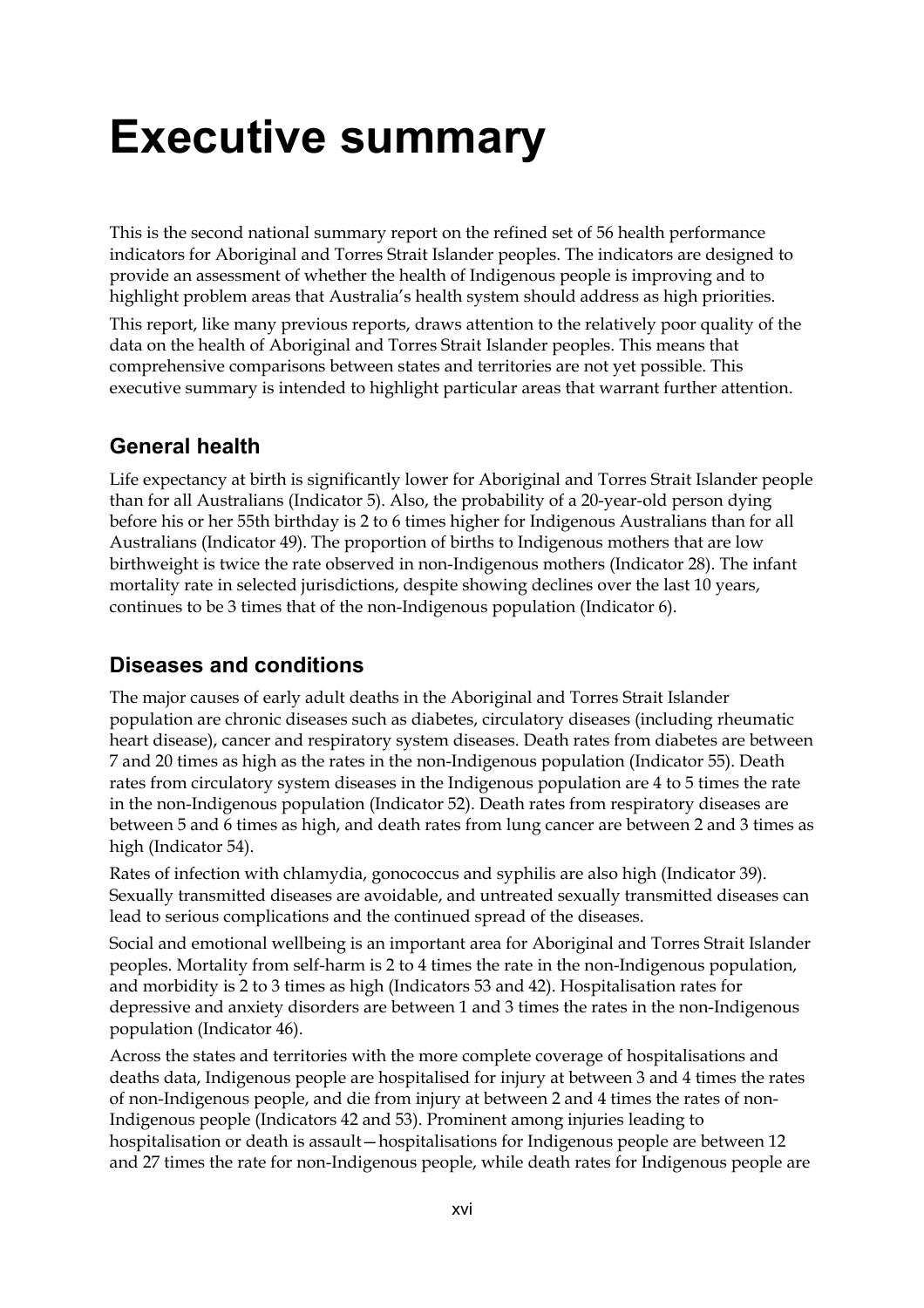# Executive summary

This is the second national summary report on the refined set of 56 health performance indicators for Aboriginal and Torres Strait Islander peoples. The indicators are designed to provide an assessment of whether the health of Indigenous people is improving and to highlight problem areas that Australia's health system should address as high priorities.

This report, like many previous reports, draws attention to the relatively poor quality of the data on the health of Aboriginal and Torres Strait Islander peoples. This means that comprehensive comparisons between states and territories are not yet possible. This executive summary is intended to highlight particular areas that warrant further attention.

## General health

Life expectancy at birth is significantly lower for Aboriginal and Torres Strait Islander people than for all Australians (Indicator 5). Also, the probability of a 20-year-old person dying before his or her 55th birthday is 2 to 6 times higher for Indigenous Australians than for all Australians (Indicator 49). The proportion of births to Indigenous mothers that are low birthweight is twice the rate observed in non-Indigenous mothers (Indicator 28). The infant mortality rate in selected jurisdictions, despite showing declines over the last 10 years, continues to be 3 times that of the non-Indigenous population (Indicator 6).

## Diseases and conditions

The major causes of early adult deaths in the Aboriginal and Torres Strait Islander population are chronic diseases such as diabetes, circulatory diseases (including rheumatic heart disease), cancer and respiratory system diseases. Death rates from diabetes are between 7 and 20 times as high as the rates in the non-Indigenous population (Indicator 55). Death rates from circulatory system diseases in the Indigenous population are 4 to 5 times the rate in the non-Indigenous population (Indicator 52). Death rates from respiratory diseases are between 5 and 6 times as high, and death rates from lung cancer are between 2 and 3 times as high (Indicator 54).

Rates of infection with chlamydia, gonococcus and syphilis are also high (Indicator 39). Sexually transmitted diseases are avoidable, and untreated sexually transmitted diseases can lead to serious complications and the continued spread of the diseases.

Social and emotional wellbeing is an important area for Aboriginal and Torres Strait Islander peoples. Mortality from self-harm is 2 to 4 times the rate in the non-Indigenous population, and morbidity is 2 to 3 times as high (Indicators 53 and 42). Hospitalisation rates for depressive and anxiety disorders are between 1 and 3 times the rates in the non-Indigenous population (Indicator 46).

Across the states and territories with the more complete coverage of hospitalisations and deaths data, Indigenous people are hospitalised for injury at between 3 and 4 times the rates of non-Indigenous people, and die from injury at between 2 and 4 times the rates of non-Indigenous people (Indicators 42 and 53). Prominent among injuries leading to hospitalisation or death is assault—hospitalisations for Indigenous people are between 12 and 27 times the rate for non-Indigenous people, while death rates for Indigenous people are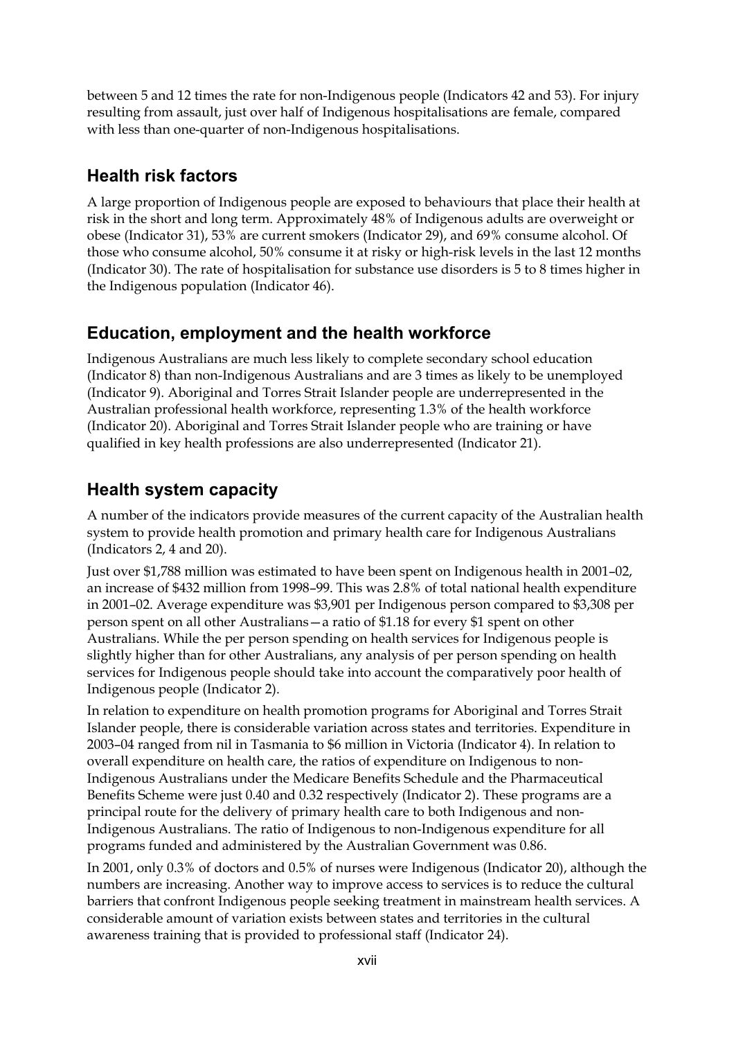between 5 and 12 times the rate for non-Indigenous people (Indicators 42 and 53). For injury resulting from assault, just over half of Indigenous hospitalisations are female, compared with less than one-quarter of non-Indigenous hospitalisations.

## Health risk factors

A large proportion of Indigenous people are exposed to behaviours that place their health at risk in the short and long term. Approximately 48% of Indigenous adults are overweight or obese (Indicator 31), 53% are current smokers (Indicator 29), and 69% consume alcohol. Of those who consume alcohol, 50% consume it at risky or high-risk levels in the last 12 months (Indicator 30). The rate of hospitalisation for substance use disorders is 5 to 8 times higher in the Indigenous population (Indicator 46).

## Education, employment and the health workforce

Indigenous Australians are much less likely to complete secondary school education (Indicator 8) than non-Indigenous Australians and are 3 times as likely to be unemployed (Indicator 9). Aboriginal and Torres Strait Islander people are underrepresented in the Australian professional health workforce, representing 1.3% of the health workforce (Indicator 20). Aboriginal and Torres Strait Islander people who are training or have qualified in key health professions are also underrepresented (Indicator 21).

## Health system capacity

A number of the indicators provide measures of the current capacity of the Australian health system to provide health promotion and primary health care for Indigenous Australians (Indicators 2, 4 and 20).

Just over $1,788 million was estimated to have been spent on Indigenous health in 2001–02, an increase of $432 million from 1998–99. This was 2.8% of total national health expenditure in 2001–02. Average expenditure was $3,901 per Indigenous person compared to $3,308 per person spent on all other Australians—a ratio of $1.18 for every $1 spent on other Australians. While the per person spending on health services for Indigenous people is slightly higher than for other Australians, any analysis of per person spending on health services for Indigenous people should take into account the comparatively poor health of Indigenous people (Indicator 2).

In relation to expenditure on health promotion programs for Aboriginal and Torres Strait Islander people, there is considerable variation across states and territories. Expenditure in 2003–04 ranged from nil in Tasmania to $6 million in Victoria (Indicator 4). In relation to overall expenditure on health care, the ratios of expenditure on Indigenous to non-Indigenous Australians under the Medicare Benefits Schedule and the Pharmaceutical Benefits Scheme were just 0.40 and 0.32 respectively (Indicator 2). These programs are a principal route for the delivery of primary health care to both Indigenous and non-Indigenous Australians. The ratio of Indigenous to non-Indigenous expenditure for all programs funded and administered by the Australian Government was 0.86.

In 2001, only 0.3% of doctors and 0.5% of nurses were Indigenous (Indicator 20), although the numbers are increasing. Another way to improve access to services is to reduce the cultural barriers that confront Indigenous people seeking treatment in mainstream health services. A considerable amount of variation exists between states and territories in the cultural awareness training that is provided to professional staff (Indicator 24).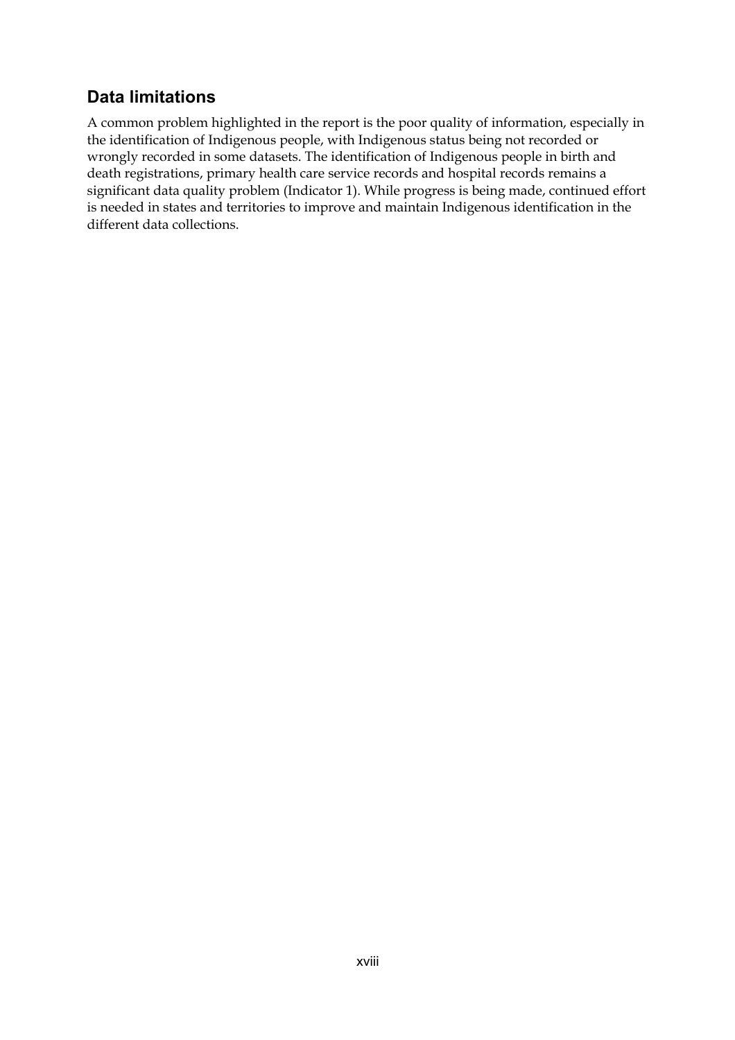## Data limitations

A common problem highlighted in the report is the poor quality of information, especially in the identification of Indigenous people, with Indigenous status being not recorded or wrongly recorded in some datasets. The identification of Indigenous people in birth and death registrations, primary health care service records and hospital records remains a significant data quality problem (Indicator 1). While progress is being made, continued effort is needed in states and territories to improve and maintain Indigenous identification in the different data collections.